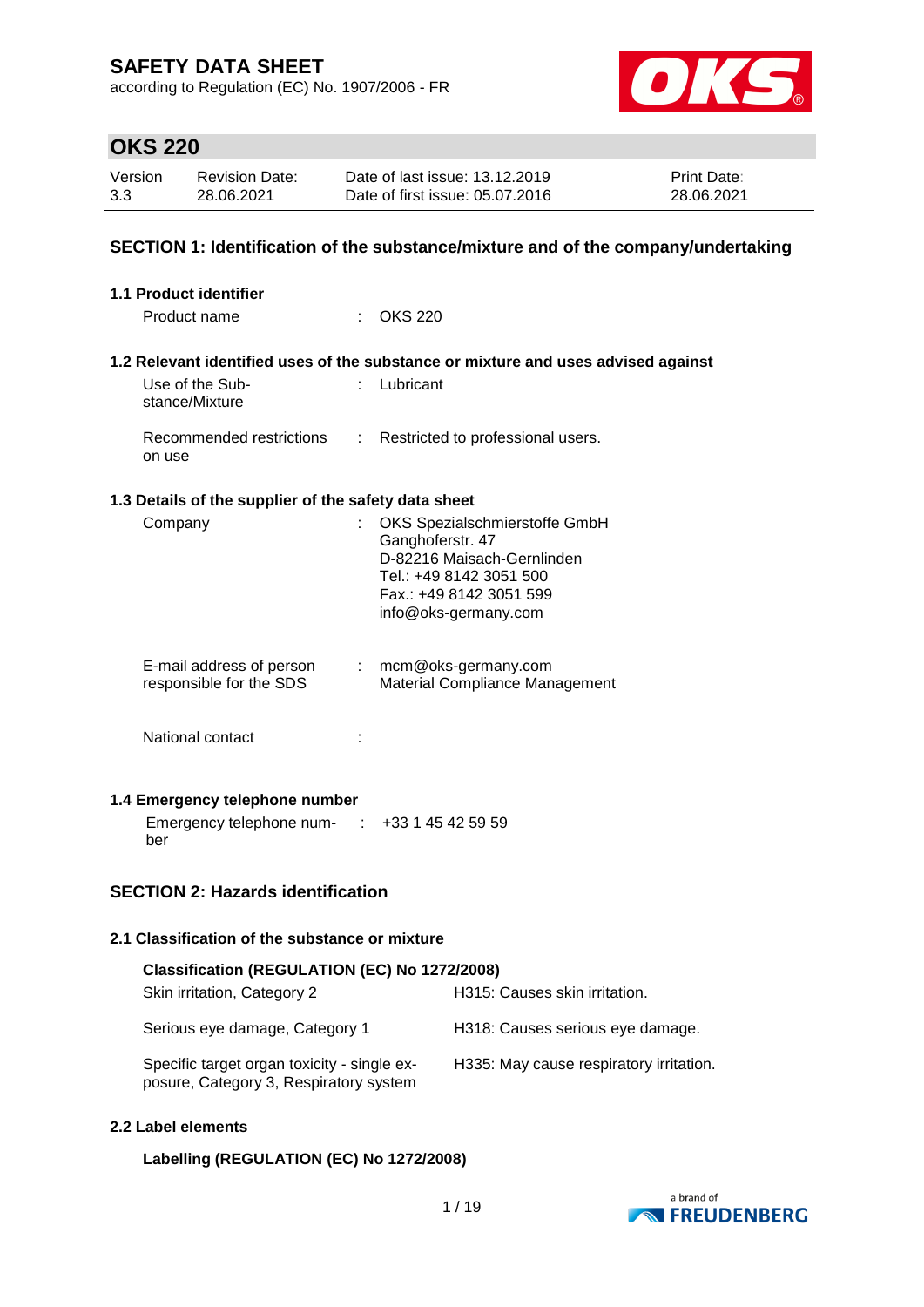# SAFETY DATA SHEET

according to Regulation (EC) No. 1907/2006 - FR

## OKS 220

| Version | Revision Date: | Date of last issue: 13.12.2019 | Print Date: |
|---|---|---|---|
| 3.3 | 28.06.2021 | Date of first issue: 05.07.2016 | 28.06.2021 |

## SECTION 1: Identification of the substance/mixture and of the company/undertaking

### 1.1 Product identifier

Product name : OKS 220

### 1.2 Relevant identified uses of the substance or mixture and uses advised against

Use of the Substance/Mixture : Lubricant

Recommended restrictions on use : Restricted to professional users.

### 1.3 Details of the supplier of the safety data sheet

Company : OKS Spezialschmierstoffe GmbH
Ganghoferstr. 47
D-82216 Maisach-Gernlinden
Tel.: +49 8142 3051 500
Fax.: +49 8142 3051 599
info@oks-germany.com

E-mail address of person responsible for the SDS : mcm@oks-germany.com
Material Compliance Management

National contact :

### 1.4 Emergency telephone number

Emergency telephone number : +33 1 45 42 59 59

## SECTION 2: Hazards identification

### 2.1 Classification of the substance or mixture

**Classification (REGULATION (EC) No 1272/2008)**

| | |
|---|---|
| Skin irritation, Category 2 | H315: Causes skin irritation. |
| Serious eye damage, Category 1 | H318: Causes serious eye damage. |
| Specific target organ toxicity - single exposure, Category 3, Respiratory system | H335: May cause respiratory irritation. |

### 2.2 Label elements

**Labelling (REGULATION (EC) No 1272/2008)**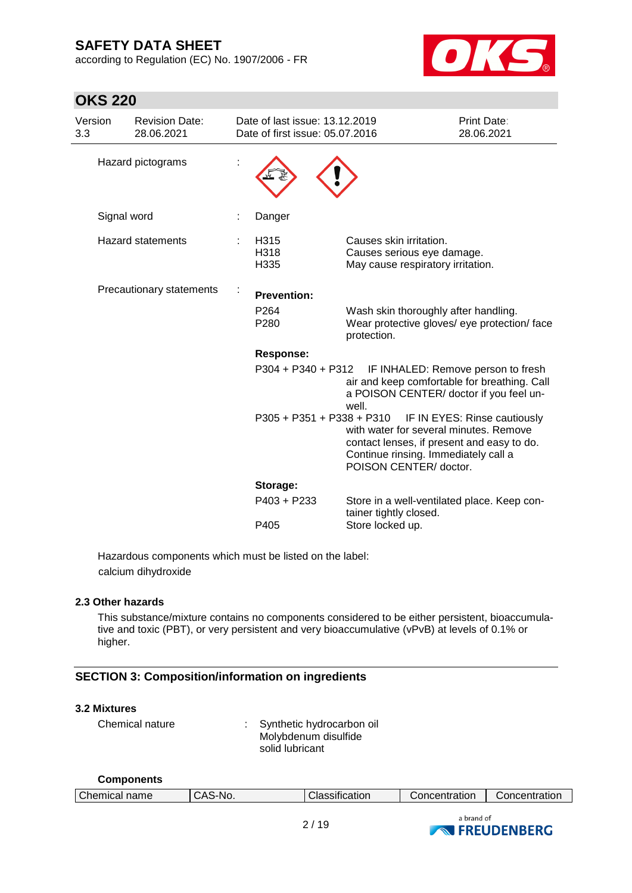| | | | |
|---|---|---|---|
| Hazard pictograms | : | | |
| Signal word | : | Danger | |
| Hazard statements | : | H315<br>H318<br>H335 | Causes skin irritation.<br>Causes serious eye damage.<br>May cause respiratory irritation. |
| Precautionary statements | : | **Prevention:** | |
| | | P264 | Wash skin thoroughly after handling. |
| | | P280 | Wear protective gloves/ eye protection/ face protection. |
| | | **Response:** | |
| | | P304 + P340 + P312 | IF INHALED: Remove person to fresh air and keep comfortable for breathing. Call a POISON CENTER/ doctor if you feel unwell. |
| | | P305 + P351 + P338 + P310 | IF IN EYES: Rinse cautiously with water for several minutes. Remove contact lenses, if present and easy to do. Continue rinsing. Immediately call a POISON CENTER/ doctor. |
| | | **Storage:** | |
| | | P403 + P233 | Store in a well-ventilated place. Keep container tightly closed. |
| | | P405 | Store locked up. |

Hazardous components which must be listed on the label:
calcium dihydroxide

### 2.3 Other hazards

This substance/mixture contains no components considered to be either persistent, bioaccumulative and toxic (PBT), or very persistent and very bioaccumulative (vPvB) at levels of 0.1% or higher.

## SECTION 3: Composition/information on ingredients

### 3.2 Mixtures

Chemical nature : Synthetic hydrocarbon oil
Molybdenum disulfide
solid lubricant

**Components**

| Chemical name | CAS-No. | Classification | Concentration | Concentration |
|---|---|---|---|---|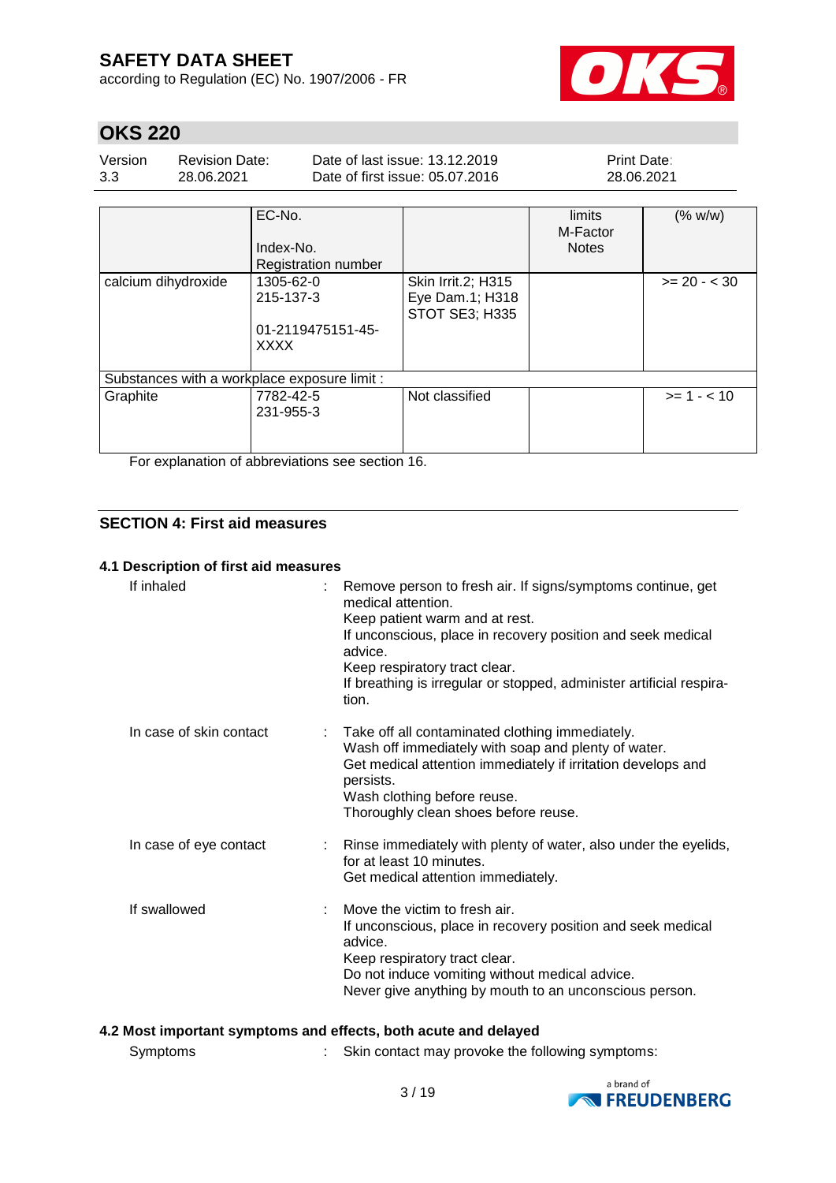| | EC-No.<br><br>Index-No.<br>Registration number | | limits<br>M-Factor<br>Notes | (% w/w) |
|---|---|---|---|---|
| calcium dihydroxide | 1305-62-0<br>215-137-3<br><br>01-2119475151-45-XXXX | Skin Irrit.2; H315<br>Eye Dam.1; H318<br>STOT SE3; H335 | | >= 20 - < 30 |
| Substances with a workplace exposure limit : | | | | |
| Graphite | 7782-42-5<br>231-955-3 | Not classified | | >= 1 - < 10 |

For explanation of abbreviations see section 16.

## SECTION 4: First aid measures

### 4.1 Description of first aid measures

If inhaled : Remove person to fresh air. If signs/symptoms continue, get medical attention.
Keep patient warm and at rest.
If unconscious, place in recovery position and seek medical advice.
Keep respiratory tract clear.
If breathing is irregular or stopped, administer artificial respiration.

In case of skin contact : Take off all contaminated clothing immediately.
Wash off immediately with soap and plenty of water.
Get medical attention immediately if irritation develops and persists.
Wash clothing before reuse.
Thoroughly clean shoes before reuse.

In case of eye contact : Rinse immediately with plenty of water, also under the eyelids, for at least 10 minutes.
Get medical attention immediately.

If swallowed : Move the victim to fresh air.
If unconscious, place in recovery position and seek medical advice.
Keep respiratory tract clear.
Do not induce vomiting without medical advice.
Never give anything by mouth to an unconscious person.

### 4.2 Most important symptoms and effects, both acute and delayed

Symptoms : Skin contact may provoke the following symptoms: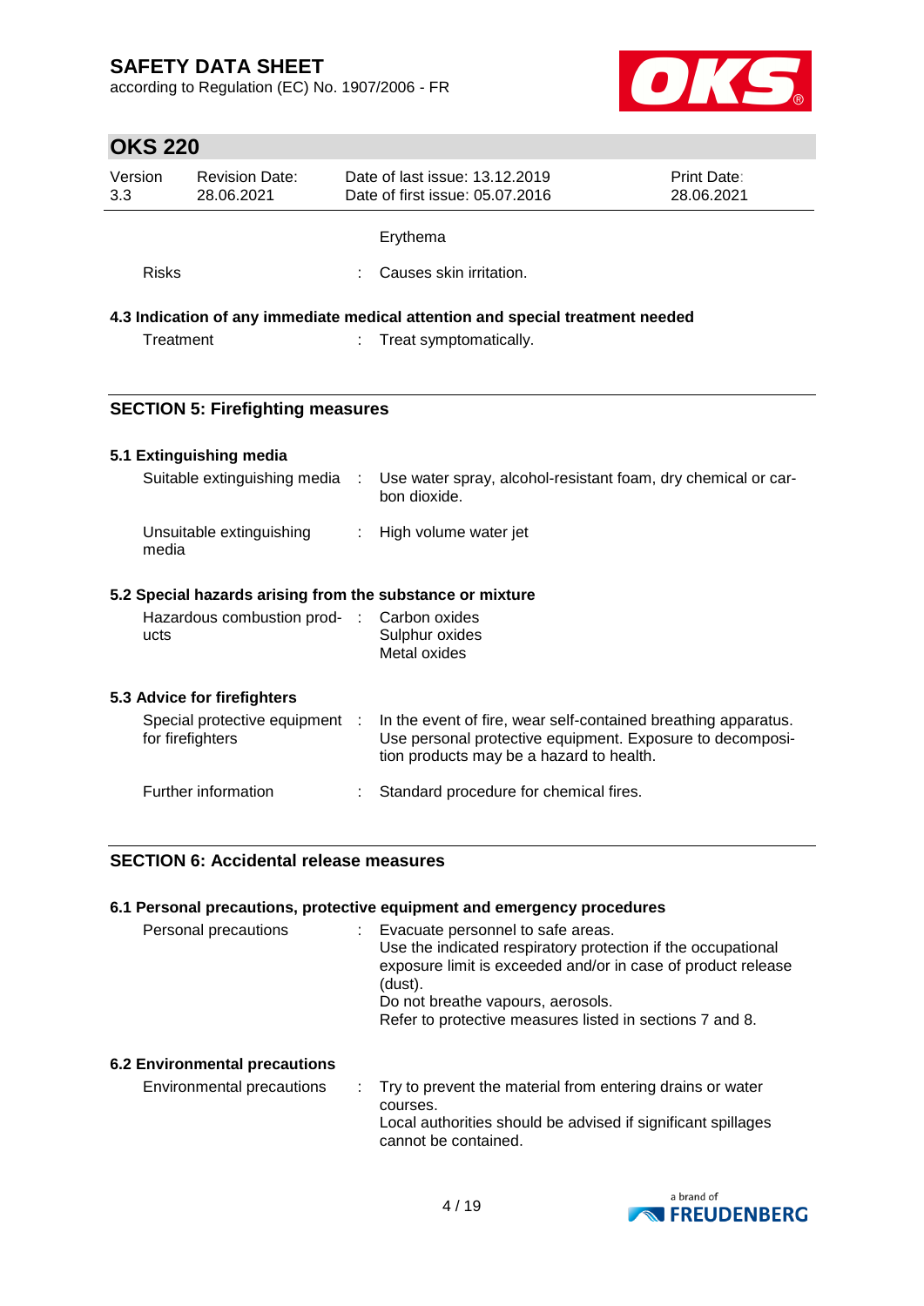| | | |
|---|---|---|
| | | Erythema |
| Risks | : | Causes skin irritation. |

### 4.3 Indication of any immediate medical attention and special treatment needed

| | | |
|---|---|---|
| Treatment | : | Treat symptomatically. |

## SECTION 5: Firefighting measures

### 5.1 Extinguishing media

| | | |
|---|---|---|
| Suitable extinguishing media | : | Use water spray, alcohol-resistant foam, dry chemical or carbon dioxide. |
| Unsuitable extinguishing media | : | High volume water jet |

### 5.2 Special hazards arising from the substance or mixture

| | | |
|---|---|---|
| Hazardous combustion products | : | Carbon oxides<br>Sulphur oxides<br>Metal oxides |

### 5.3 Advice for firefighters

| | | |
|---|---|---|
| Special protective equipment for firefighters | : | In the event of fire, wear self-contained breathing apparatus. Use personal protective equipment. Exposure to decomposition products may be a hazard to health. |
| Further information | : | Standard procedure for chemical fires. |

## SECTION 6: Accidental release measures

### 6.1 Personal precautions, protective equipment and emergency procedures

| | | |
|---|---|---|
| Personal precautions | : | Evacuate personnel to safe areas.<br>Use the indicated respiratory protection if the occupational exposure limit is exceeded and/or in case of product release (dust).<br>Do not breathe vapours, aerosols.<br>Refer to protective measures listed in sections 7 and 8. |

### 6.2 Environmental precautions

| | | |
|---|---|---|
| Environmental precautions | : | Try to prevent the material from entering drains or water courses.<br>Local authorities should be advised if significant spillages cannot be contained. |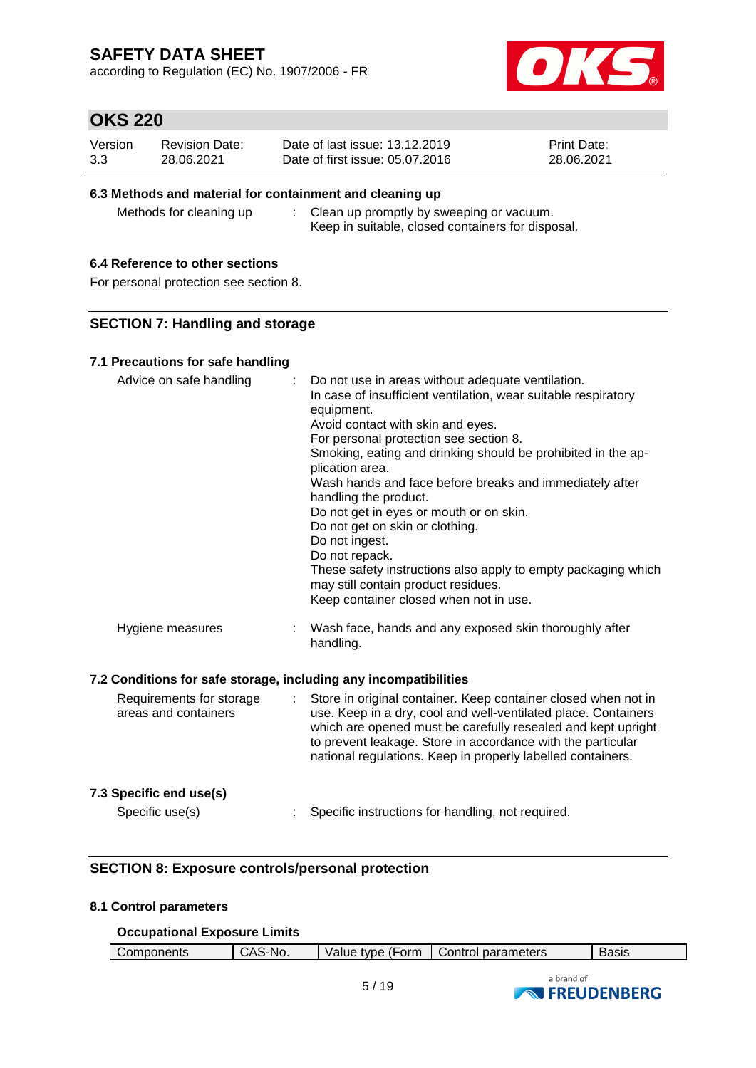### 6.3 Methods and material for containment and cleaning up

Methods for cleaning up : Clean up promptly by sweeping or vacuum.
Keep in suitable, closed containers for disposal.

### 6.4 Reference to other sections

For personal protection see section 8.

## SECTION 7: Handling and storage

### 7.1 Precautions for safe handling

Advice on safe handling : Do not use in areas without adequate ventilation.
In case of insufficient ventilation, wear suitable respiratory equipment.
Avoid contact with skin and eyes.
For personal protection see section 8.
Smoking, eating and drinking should be prohibited in the application area.
Wash hands and face before breaks and immediately after handling the product.
Do not get in eyes or mouth or on skin.
Do not get on skin or clothing.
Do not ingest.
Do not repack.
These safety instructions also apply to empty packaging which may still contain product residues.
Keep container closed when not in use.

Hygiene measures : Wash face, hands and any exposed skin thoroughly after handling.

### 7.2 Conditions for safe storage, including any incompatibilities

Requirements for storage areas and containers : Store in original container. Keep container closed when not in use. Keep in a dry, cool and well-ventilated place. Containers which are opened must be carefully resealed and kept upright to prevent leakage. Store in accordance with the particular national regulations. Keep in properly labelled containers.

### 7.3 Specific end use(s)

Specific use(s) : Specific instructions for handling, not required.

## SECTION 8: Exposure controls/personal protection

### 8.1 Control parameters

**Occupational Exposure Limits**

| Components | CAS-No. | Value type (Form | Control parameters | Basis |
|---|---|---|---|---|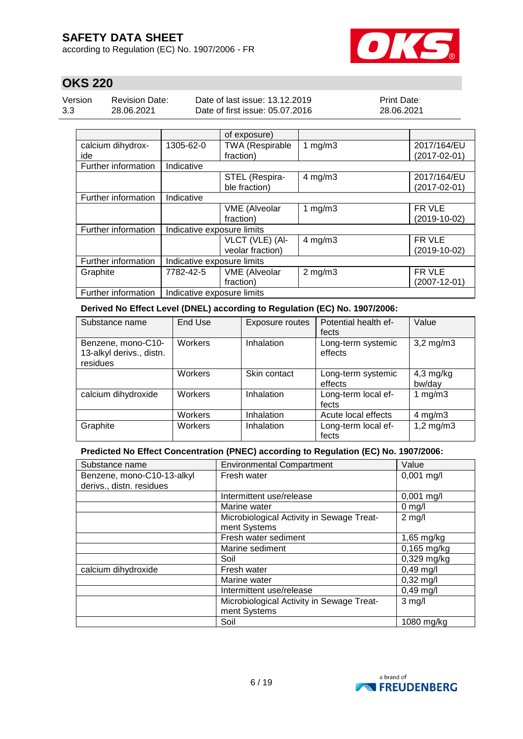| | | | | |
|---|---|---|---|---|
| | | of exposure) | | |
| calcium dihydroxide | 1305-62-0 | TWA (Respirable fraction) | 1 mg/m3 | 2017/164/EU (2017-02-01) |
| Further information | Indicative | | | |
| | | STEL (Respirable fraction) | 4 mg/m3 | 2017/164/EU (2017-02-01) |
| Further information | Indicative | | | |
| | | VME (Alveolar fraction) | 1 mg/m3 | FR VLE (2019-10-02) |
| Further information | Indicative exposure limits | | | |
| | | VLCT (VLE) (Alveolar fraction) | 4 mg/m3 | FR VLE (2019-10-02) |
| Further information | Indicative exposure limits | | | |
| Graphite | 7782-42-5 | VME (Alveolar fraction) | 2 mg/m3 | FR VLE (2007-12-01) |
| Further information | Indicative exposure limits | | | |

**Derived No Effect Level (DNEL) according to Regulation (EC) No. 1907/2006:**

| Substance name | End Use | Exposure routes | Potential health effects | Value |
|---|---|---|---|---|
| Benzene, mono-C10-13-alkyl derivs., distn. residues | Workers | Inhalation | Long-term systemic effects | 3,2 mg/m3 |
| | Workers | Skin contact | Long-term systemic effects | 4,3 mg/kg bw/day |
| calcium dihydroxide | Workers | Inhalation | Long-term local effects | 1 mg/m3 |
| | Workers | Inhalation | Acute local effects | 4 mg/m3 |
| Graphite | Workers | Inhalation | Long-term local effects | 1,2 mg/m3 |

**Predicted No Effect Concentration (PNEC) according to Regulation (EC) No. 1907/2006:**

| Substance name | Environmental Compartment | Value |
|---|---|---|
| Benzene, mono-C10-13-alkyl derivs., distn. residues | Fresh water | 0,001 mg/l |
| | Intermittent use/release | 0,001 mg/l |
| | Marine water | 0 mg/l |
| | Microbiological Activity in Sewage Treatment Systems | 2 mg/l |
| | Fresh water sediment | 1,65 mg/kg |
| | Marine sediment | 0,165 mg/kg |
| | Soil | 0,329 mg/kg |
| calcium dihydroxide | Fresh water | 0,49 mg/l |
| | Marine water | 0,32 mg/l |
| | Intermittent use/release | 0,49 mg/l |
| | Microbiological Activity in Sewage Treatment Systems | 3 mg/l |
| | Soil | 1080 mg/kg |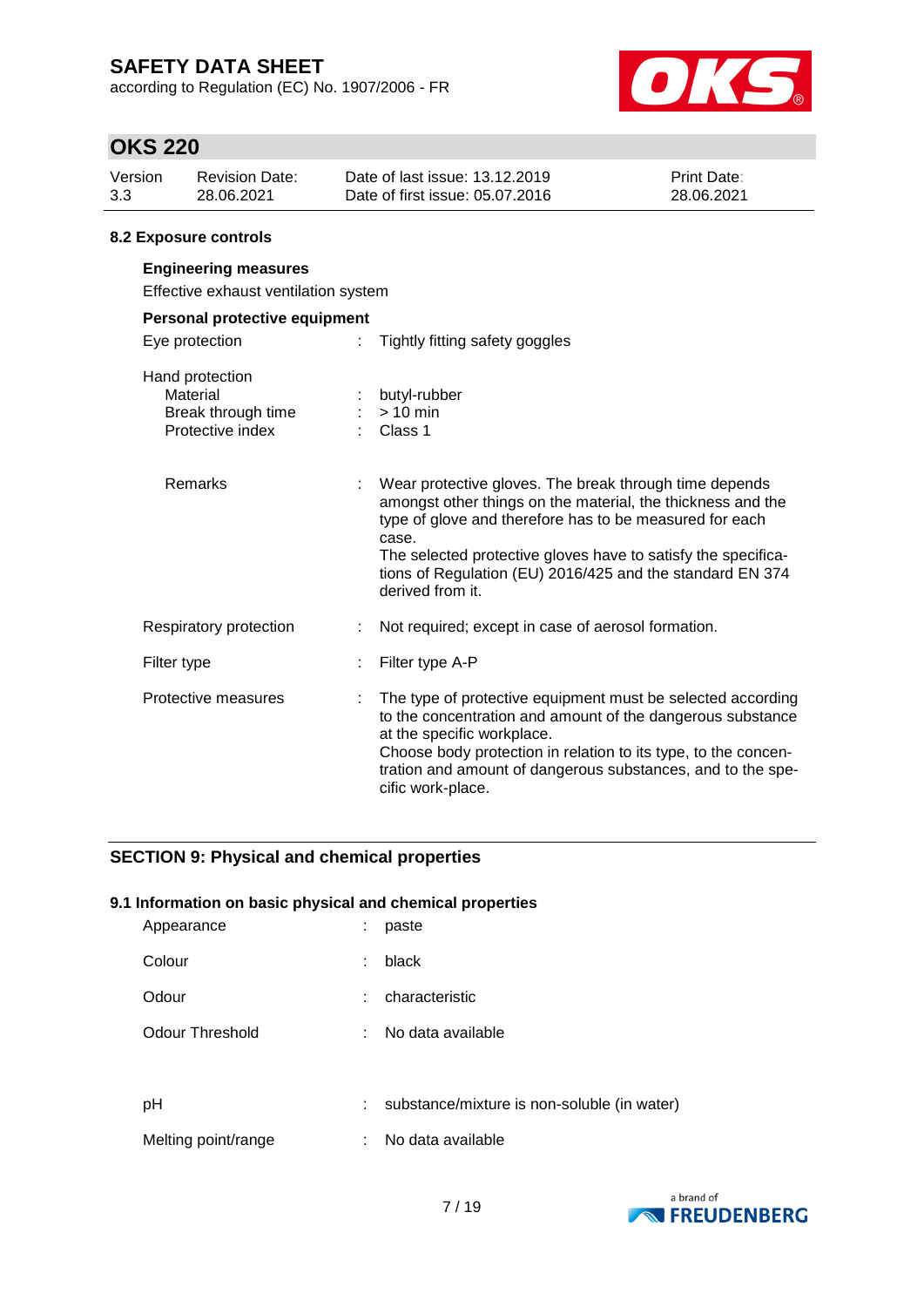### 8.2 Exposure controls

**Engineering measures**

Effective exhaust ventilation system

**Personal protective equipment**

| | | |
|---|---|---|
| Eye protection | : | Tightly fitting safety goggles |
| Hand protection | | |
| Material | : | butyl-rubber |
| Break through time | : | > 10 min |
| Protective index | : | Class 1 |
| Remarks | : | Wear protective gloves. The break through time depends amongst other things on the material, the thickness and the type of glove and therefore has to be measured for each case.<br>The selected protective gloves have to satisfy the specifications of Regulation (EU) 2016/425 and the standard EN 374 derived from it. |
| Respiratory protection | : | Not required; except in case of aerosol formation. |
| Filter type | : | Filter type A-P |
| Protective measures | : | The type of protective equipment must be selected according to the concentration and amount of the dangerous substance at the specific workplace.<br>Choose body protection in relation to its type, to the concentration and amount of dangerous substances, and to the specific work-place. |

## SECTION 9: Physical and chemical properties

### 9.1 Information on basic physical and chemical properties

| | | |
|---|---|---|
| Appearance | : | paste |
| Colour | : | black |
| Odour | : | characteristic |
| Odour Threshold | : | No data available |
| pH | : | substance/mixture is non-soluble (in water) |
| Melting point/range | : | No data available |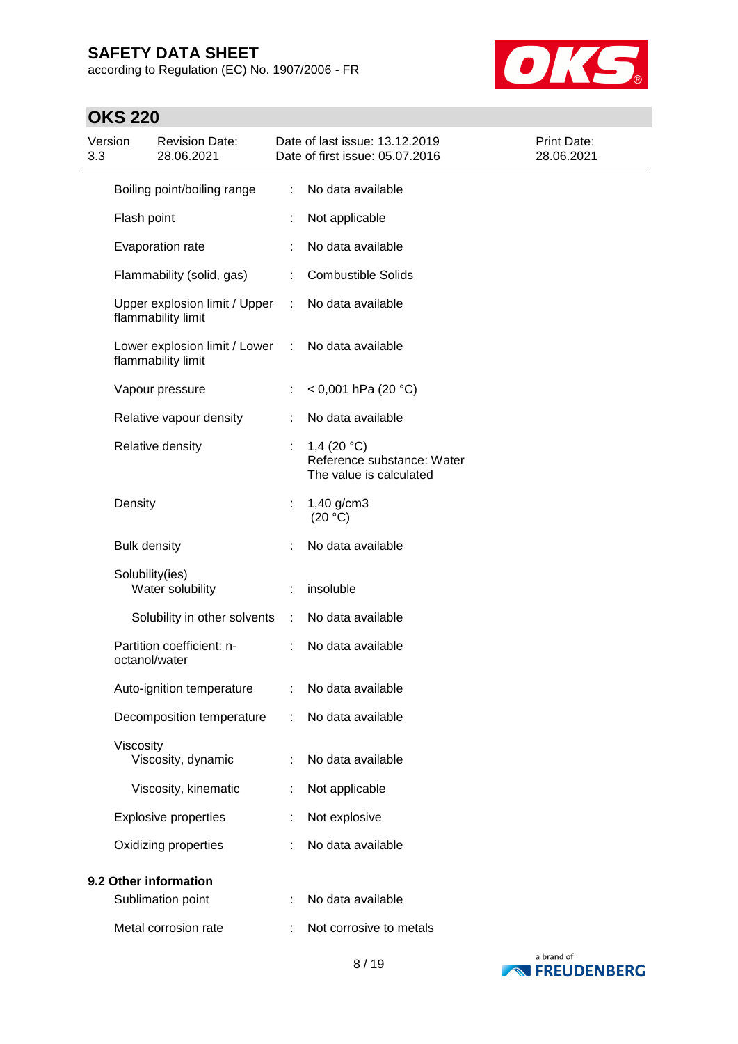| | | |
|---|---|---|
| Boiling point/boiling range | : | No data available |
| Flash point | : | Not applicable |
| Evaporation rate | : | No data available |
| Flammability (solid, gas) | : | Combustible Solids |
| Upper explosion limit / Upper flammability limit | : | No data available |
| Lower explosion limit / Lower flammability limit | : | No data available |
| Vapour pressure | : | < 0,001 hPa (20 °C) |
| Relative vapour density | : | No data available |
| Relative density | : | 1,4 (20 °C)<br>Reference substance: Water<br>The value is calculated |
| Density | : | 1,40 g/cm3<br>(20 °C) |
| Bulk density | : | No data available |
| Solubility(ies)<br>Water solubility | : | insoluble |
| Solubility in other solvents | : | No data available |
| Partition coefficient: n-octanol/water | : | No data available |
| Auto-ignition temperature | : | No data available |
| Decomposition temperature | : | No data available |
| Viscosity<br>Viscosity, dynamic | : | No data available |
| Viscosity, kinematic | : | Not applicable |
| Explosive properties | : | Not explosive |
| Oxidizing properties | : | No data available |

**9.2 Other information**

| | | |
|---|---|---|
| Sublimation point | : | No data available |
| Metal corrosion rate | : | Not corrosive to metals |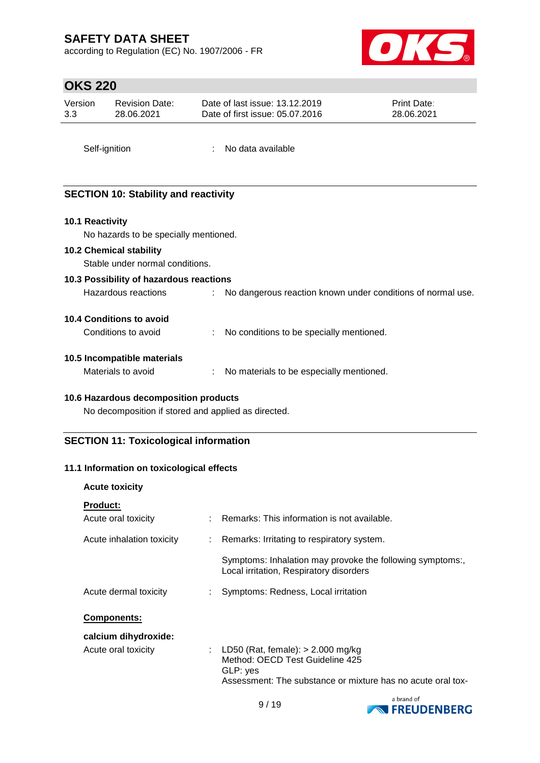Self-ignition : No data available

## SECTION 10: Stability and reactivity

### 10.1 Reactivity

No hazards to be specially mentioned.

### 10.2 Chemical stability

Stable under normal conditions.

### 10.3 Possibility of hazardous reactions

Hazardous reactions : No dangerous reaction known under conditions of normal use.

### 10.4 Conditions to avoid

Conditions to avoid : No conditions to be specially mentioned.

### 10.5 Incompatible materials

Materials to avoid : No materials to be especially mentioned.

### 10.6 Hazardous decomposition products

No decomposition if stored and applied as directed.

## SECTION 11: Toxicological information

### 11.1 Information on toxicological effects

**Acute toxicity**

**Product:**

Acute oral toxicity : Remarks: This information is not available.

Acute inhalation toxicity : Remarks: Irritating to respiratory system.

Symptoms: Inhalation may provoke the following symptoms:, Local irritation, Respiratory disorders

Acute dermal toxicity : Symptoms: Redness, Local irritation

**Components:**

**calcium dihydroxide:**

Acute oral toxicity : LD50 (Rat, female): > 2.000 mg/kg
Method: OECD Test Guideline 425
GLP: yes
Assessment: The substance or mixture has no acute oral tox-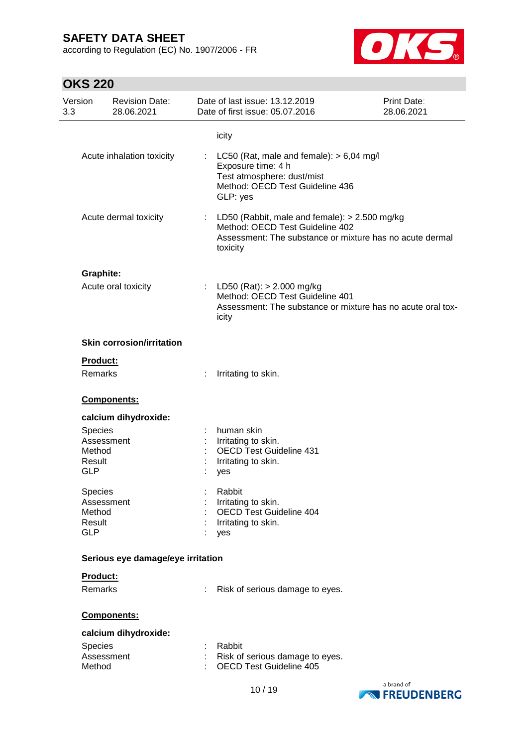icity

Acute inhalation toxicity : LC50 (Rat, male and female): > 6,04 mg/l
Exposure time: 4 h
Test atmosphere: dust/mist
Method: OECD Test Guideline 436
GLP: yes

Acute dermal toxicity : LD50 (Rabbit, male and female): > 2.500 mg/kg
Method: OECD Test Guideline 402
Assessment: The substance or mixture has no acute dermal toxicity

**Graphite:**

Acute oral toxicity : LD50 (Rat): > 2.000 mg/kg
Method: OECD Test Guideline 401
Assessment: The substance or mixture has no acute oral toxicity

**Skin corrosion/irritation**

**Product:**

Remarks : Irritating to skin.

**Components:**

**calcium dihydroxide:**

Species : human skin
Assessment : Irritating to skin.
Method : OECD Test Guideline 431
Result : Irritating to skin.
GLP : yes

Species : Rabbit
Assessment : Irritating to skin.
Method : OECD Test Guideline 404
Result : Irritating to skin.
GLP : yes

**Serious eye damage/eye irritation**

**Product:**

Remarks : Risk of serious damage to eyes.

**Components:**

**calcium dihydroxide:**

Species : Rabbit
Assessment : Risk of serious damage to eyes.
Method : OECD Test Guideline 405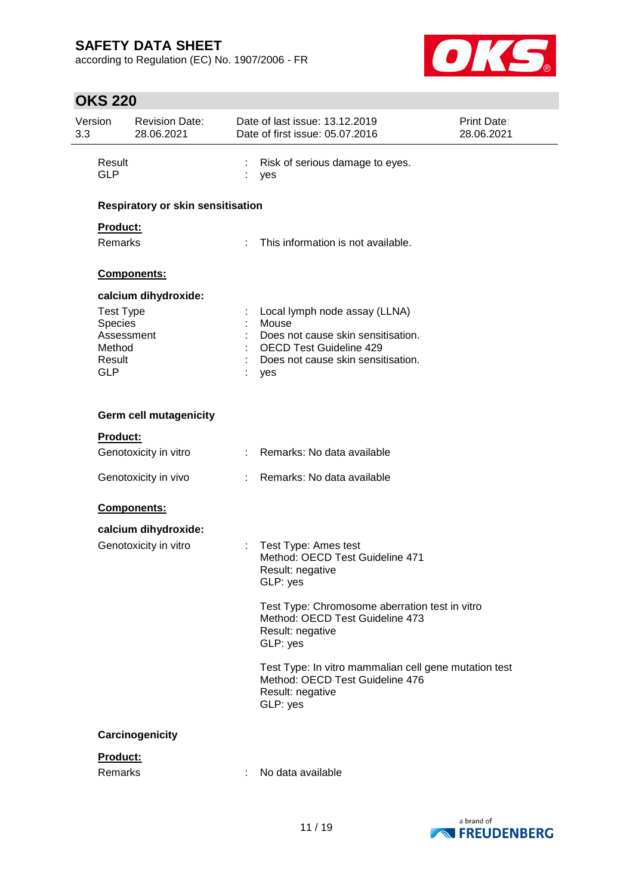| | | |
|---|---|---|
| Result | : | Risk of serious damage to eyes. |
| GLP | : | yes |

**Respiratory or skin sensitisation**

**Product:**

| | | |
|---|---|---|
| Remarks | : | This information is not available. |

**Components:**

**calcium dihydroxide:**

| | | |
|---|---|---|
| Test Type | : | Local lymph node assay (LLNA) |
| Species | : | Mouse |
| Assessment | : | Does not cause skin sensitisation. |
| Method | : | OECD Test Guideline 429 |
| Result | : | Does not cause skin sensitisation. |
| GLP | : | yes |

**Germ cell mutagenicity**

**Product:**

| | | |
|---|---|---|
| Genotoxicity in vitro | : | Remarks: No data available |
| Genotoxicity in vivo | : | Remarks: No data available |

**Components:**

**calcium dihydroxide:**

Genotoxicity in vitro :
Test Type: Ames test
Method: OECD Test Guideline 471
Result: negative
GLP: yes

Test Type: Chromosome aberration test in vitro
Method: OECD Test Guideline 473
Result: negative
GLP: yes

Test Type: In vitro mammalian cell gene mutation test
Method: OECD Test Guideline 476
Result: negative
GLP: yes

**Carcinogenicity**

**Product:**

| | | |
|---|---|---|
| Remarks | : | No data available |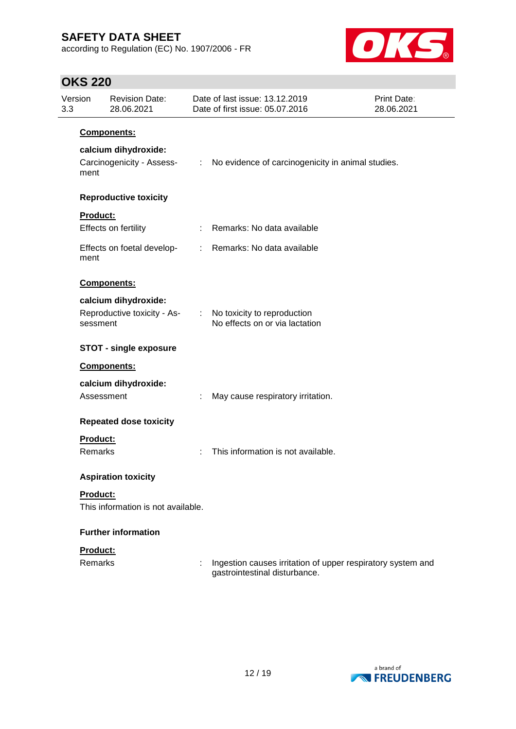**Components:**

**calcium dihydroxide:**

| | | |
|---|---|---|
| Carcinogenicity - Assessment | : | No evidence of carcinogenicity in animal studies. |

### Reproductive toxicity

**Product:**

| | | |
|---|---|---|
| Effects on fertility | : | Remarks: No data available |
| Effects on foetal development | : | Remarks: No data available |

**Components:**

**calcium dihydroxide:**

| | | |
|---|---|---|
| Reproductive toxicity - Assessment | : | No toxicity to reproduction<br>No effects on or via lactation |

### STOT - single exposure

**Components:**

**calcium dihydroxide:**

| | | |
|---|---|---|
| Assessment | : | May cause respiratory irritation. |

### Repeated dose toxicity

**Product:**

| | | |
|---|---|---|
| Remarks | : | This information is not available. |

### Aspiration toxicity

**Product:**

This information is not available.

### Further information

**Product:**

| | | |
|---|---|---|
| Remarks | : | Ingestion causes irritation of upper respiratory system and gastrointestinal disturbance. |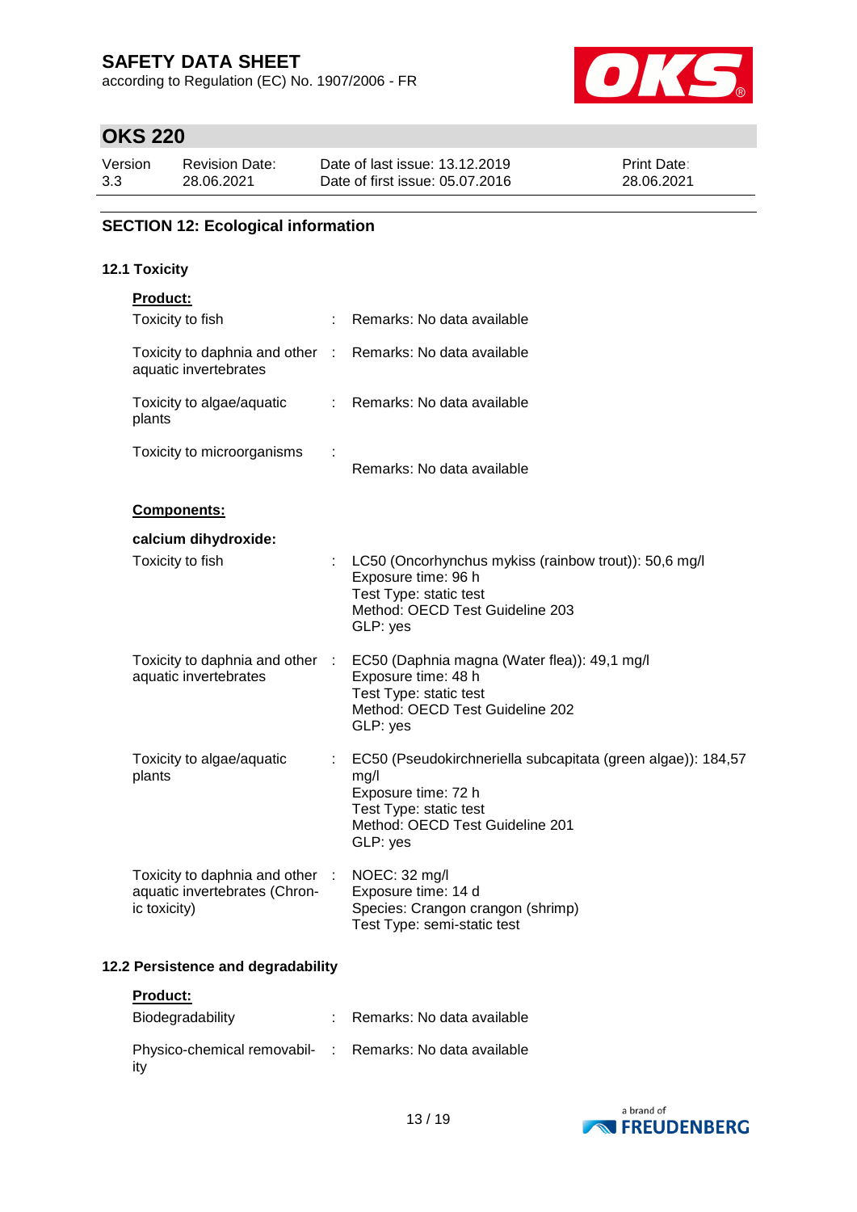## SECTION 12: Ecological information

### 12.1 Toxicity

**Product:**

| | | |
|---|---|---|
| Toxicity to fish | : | Remarks: No data available |
| Toxicity to daphnia and other aquatic invertebrates | : | Remarks: No data available |
| Toxicity to algae/aquatic plants | : | Remarks: No data available |
| Toxicity to microorganisms | : | Remarks: No data available |

**Components:**

**calcium dihydroxide:**

| | | |
|---|---|---|
| Toxicity to fish | : | LC50 (Oncorhynchus mykiss (rainbow trout)): 50,6 mg/l<br>Exposure time: 96 h<br>Test Type: static test<br>Method: OECD Test Guideline 203<br>GLP: yes |
| Toxicity to daphnia and other aquatic invertebrates | : | EC50 (Daphnia magna (Water flea)): 49,1 mg/l<br>Exposure time: 48 h<br>Test Type: static test<br>Method: OECD Test Guideline 202<br>GLP: yes |
| Toxicity to algae/aquatic plants | : | EC50 (Pseudokirchneriella subcapitata (green algae)): 184,57 mg/l<br>Exposure time: 72 h<br>Test Type: static test<br>Method: OECD Test Guideline 201<br>GLP: yes |
| Toxicity to daphnia and other aquatic invertebrates (Chronic toxicity) | : | NOEC: 32 mg/l<br>Exposure time: 14 d<br>Species: Crangon crangon (shrimp)<br>Test Type: semi-static test |

### 12.2 Persistence and degradability

**Product:**

| | | |
|---|---|---|
| Biodegradability | : | Remarks: No data available |
| Physico-chemical removability | : | Remarks: No data available |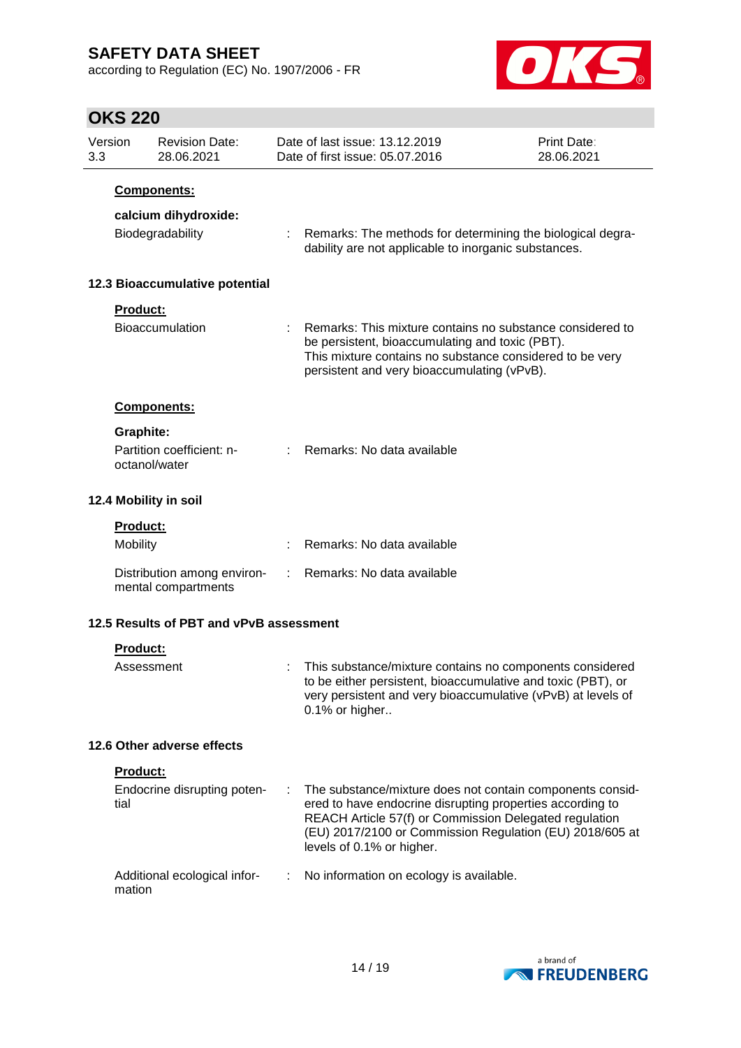**Components:**

**calcium dihydroxide:**

| | |
|---|---|
| Biodegradability | : Remarks: The methods for determining the biological degradability are not applicable to inorganic substances. |

### 12.3 Bioaccumulative potential

**Product:**

| | |
|---|---|
| Bioaccumulation | : Remarks: This mixture contains no substance considered to be persistent, bioaccumulating and toxic (PBT). This mixture contains no substance considered to be very persistent and very bioaccumulating (vPvB). |

**Components:**

**Graphite:**

| | |
|---|---|
| Partition coefficient: n-octanol/water | : Remarks: No data available |

### 12.4 Mobility in soil

**Product:**

| | |
|---|---|
| Mobility | : Remarks: No data available |
| Distribution among environmental compartments | : Remarks: No data available |

### 12.5 Results of PBT and vPvB assessment

**Product:**

| | |
|---|---|
| Assessment | : This substance/mixture contains no components considered to be either persistent, bioaccumulative and toxic (PBT), or very persistent and very bioaccumulative (vPvB) at levels of 0.1% or higher.. |

### 12.6 Other adverse effects

**Product:**

| | |
|---|---|
| Endocrine disrupting potential | : The substance/mixture does not contain components considered to have endocrine disrupting properties according to REACH Article 57(f) or Commission Delegated regulation (EU) 2017/2100 or Commission Regulation (EU) 2018/605 at levels of 0.1% or higher. |
| Additional ecological information | : No information on ecology is available. |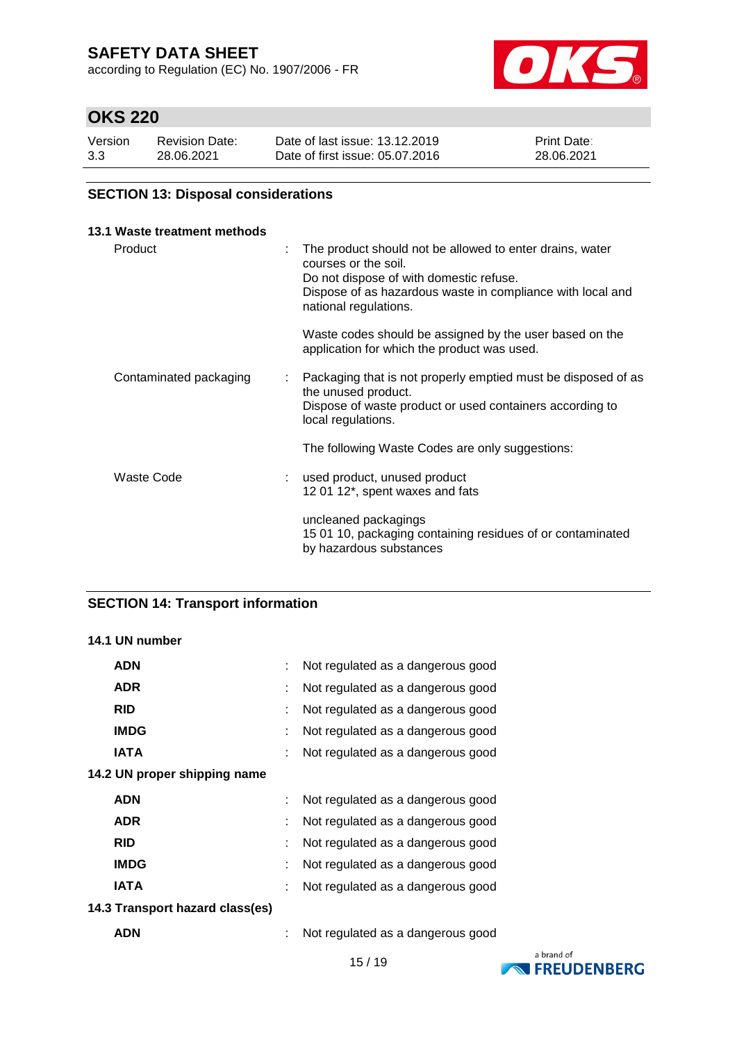## SECTION 13: Disposal considerations

### 13.1 Waste treatment methods

| | | |
|---|---|---|
| Product | : | The product should not be allowed to enter drains, water courses or the soil.<br>Do not dispose of with domestic refuse.<br>Dispose of as hazardous waste in compliance with local and national regulations.<br><br>Waste codes should be assigned by the user based on the application for which the product was used. |
| Contaminated packaging | : | Packaging that is not properly emptied must be disposed of as the unused product.<br>Dispose of waste product or used containers according to local regulations.<br><br>The following Waste Codes are only suggestions: |
| Waste Code | : | used product, unused product<br>12 01 12*, spent waxes and fats<br><br>uncleaned packagings<br>15 01 10, packaging containing residues of or contaminated by hazardous substances |

## SECTION 14: Transport information

### 14.1 UN number

| | | |
|---|---|---|
| **ADN** | : | Not regulated as a dangerous good |
| **ADR** | : | Not regulated as a dangerous good |
| **RID** | : | Not regulated as a dangerous good |
| **IMDG** | : | Not regulated as a dangerous good |
| **IATA** | : | Not regulated as a dangerous good |

### 14.2 UN proper shipping name

| | | |
|---|---|---|
| **ADN** | : | Not regulated as a dangerous good |
| **ADR** | : | Not regulated as a dangerous good |
| **RID** | : | Not regulated as a dangerous good |
| **IMDG** | : | Not regulated as a dangerous good |
| **IATA** | : | Not regulated as a dangerous good |

### 14.3 Transport hazard class(es)

| | | |
|---|---|---|
| **ADN** | : | Not regulated as a dangerous good |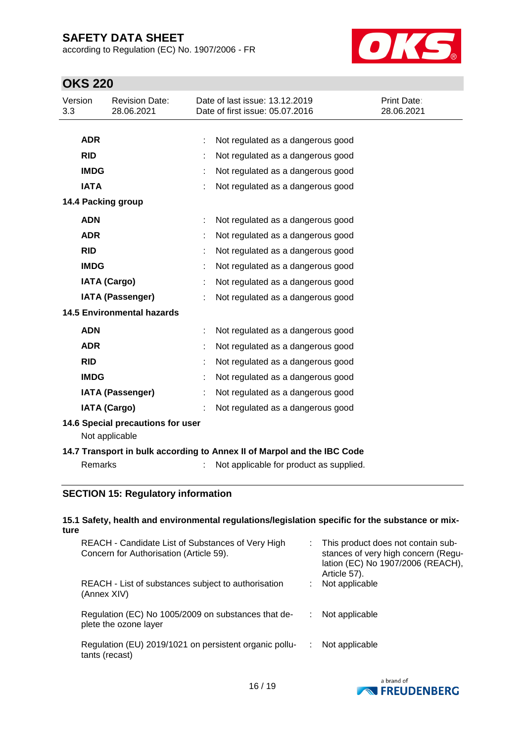| | | |
|---|---|---|
| **ADR** | : | Not regulated as a dangerous good |
| **RID** | : | Not regulated as a dangerous good |
| **IMDG** | : | Not regulated as a dangerous good |
| **IATA** | : | Not regulated as a dangerous good |

### 14.4 Packing group

| | | |
|---|---|---|
| **ADN** | : | Not regulated as a dangerous good |
| **ADR** | : | Not regulated as a dangerous good |
| **RID** | : | Not regulated as a dangerous good |
| **IMDG** | : | Not regulated as a dangerous good |
| **IATA (Cargo)** | : | Not regulated as a dangerous good |
| **IATA (Passenger)** | : | Not regulated as a dangerous good |

### 14.5 Environmental hazards

| | | |
|---|---|---|
| **ADN** | : | Not regulated as a dangerous good |
| **ADR** | : | Not regulated as a dangerous good |
| **RID** | : | Not regulated as a dangerous good |
| **IMDG** | : | Not regulated as a dangerous good |
| **IATA (Passenger)** | : | Not regulated as a dangerous good |
| **IATA (Cargo)** | : | Not regulated as a dangerous good |

### 14.6 Special precautions for user

Not applicable

### 14.7 Transport in bulk according to Annex II of Marpol and the IBC Code

Remarks : Not applicable for product as supplied.

## SECTION 15: Regulatory information

### 15.1 Safety, health and environmental regulations/legislation specific for the substance or mixture

| | | |
|---|---|---|
| REACH - Candidate List of Substances of Very High Concern for Authorisation (Article 59). | : | This product does not contain substances of very high concern (Regulation (EC) No 1907/2006 (REACH), Article 57). |
| REACH - List of substances subject to authorisation (Annex XIV) | : | Not applicable |
| Regulation (EC) No 1005/2009 on substances that deplete the ozone layer | : | Not applicable |
| Regulation (EU) 2019/1021 on persistent organic pollutants (recast) | : | Not applicable |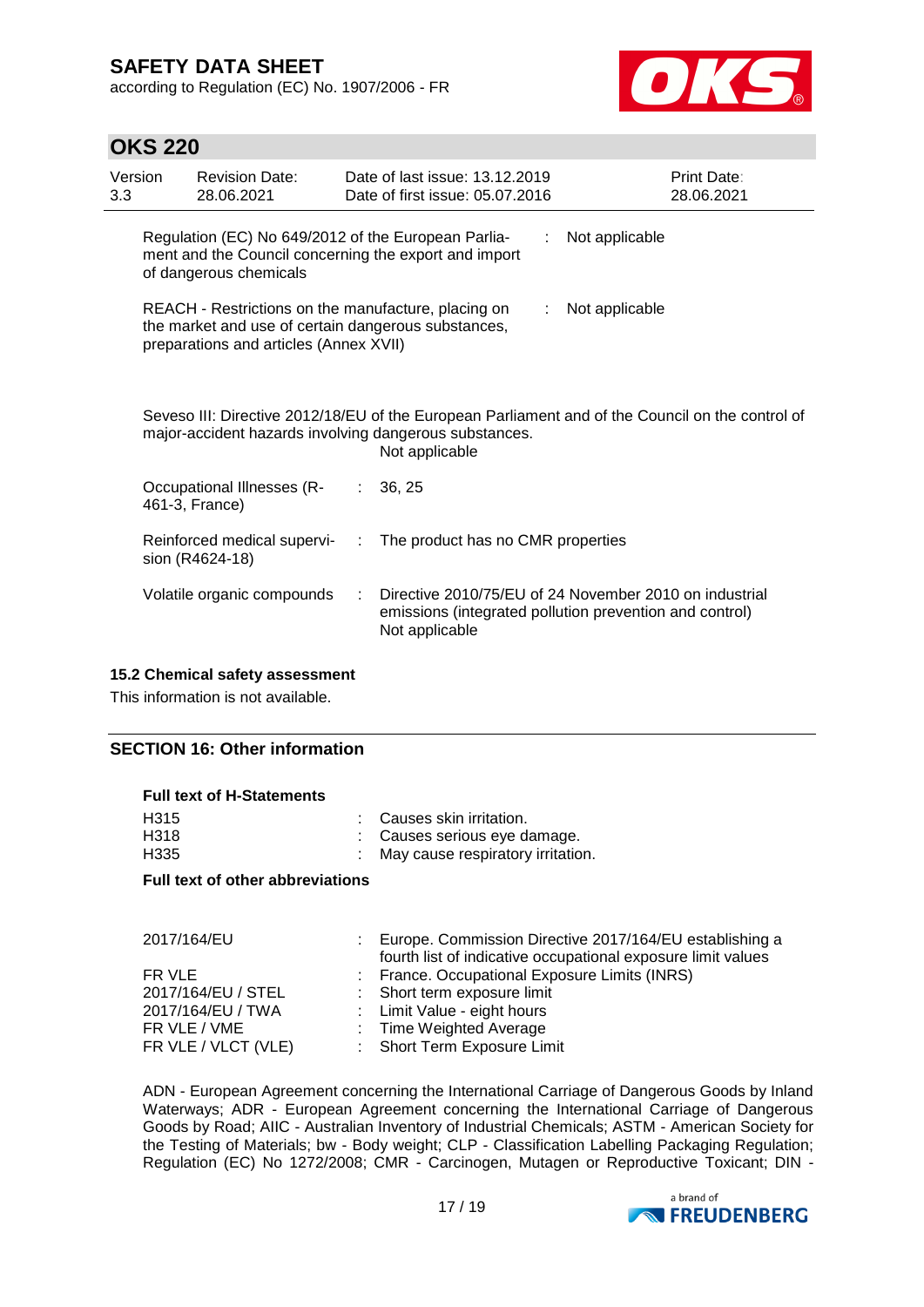Regulation (EC) No 649/2012 of the European Parliament and the Council concerning the export and import of dangerous chemicals : Not applicable

REACH - Restrictions on the manufacture, placing on the market and use of certain dangerous substances, preparations and articles (Annex XVII) : Not applicable

Seveso III: Directive 2012/18/EU of the European Parliament and of the Council on the control of major-accident hazards involving dangerous substances.
Not applicable

| | | |
|---|---|---|
| Occupational Illnesses (R-461-3, France) | : | 36, 25 |
| Reinforced medical supervision (R4624-18) | : | The product has no CMR properties |
| Volatile organic compounds | : | Directive 2010/75/EU of 24 November 2010 on industrial emissions (integrated pollution prevention and control)<br>Not applicable |

### 15.2 Chemical safety assessment

This information is not available.

## SECTION 16: Other information

**Full text of H-Statements**

| | | |
|---|---|---|
| H315 | : | Causes skin irritation. |
| H318 | : | Causes serious eye damage. |
| H335 | : | May cause respiratory irritation. |

**Full text of other abbreviations**

| | | |
|---|---|---|
| 2017/164/EU | : | Europe. Commission Directive 2017/164/EU establishing a fourth list of indicative occupational exposure limit values |
| FR VLE | : | France. Occupational Exposure Limits (INRS) |
| 2017/164/EU / STEL | : | Short term exposure limit |
| 2017/164/EU / TWA | : | Limit Value - eight hours |
| FR VLE / VME | : | Time Weighted Average |
| FR VLE / VLCT (VLE) | : | Short Term Exposure Limit |

ADN - European Agreement concerning the International Carriage of Dangerous Goods by Inland Waterways; ADR - European Agreement concerning the International Carriage of Dangerous Goods by Road; AIIC - Australian Inventory of Industrial Chemicals; ASTM - American Society for the Testing of Materials; bw - Body weight; CLP - Classification Labelling Packaging Regulation; Regulation (EC) No 1272/2008; CMR - Carcinogen, Mutagen or Reproductive Toxicant; DIN -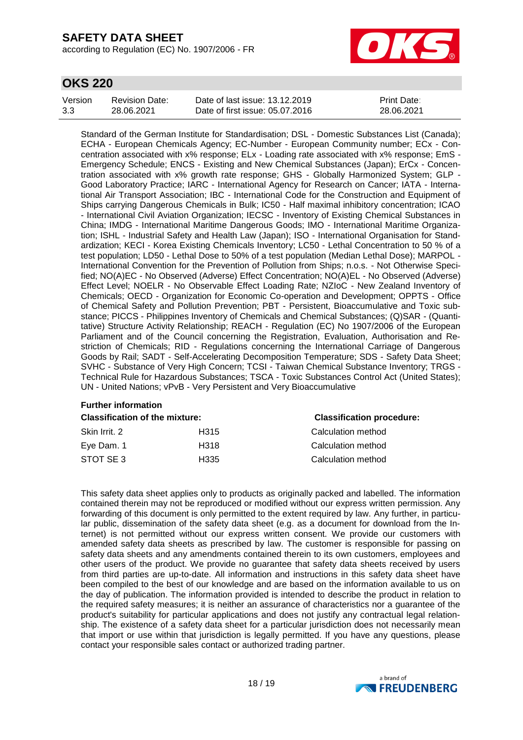Standard of the German Institute for Standardisation; DSL - Domestic Substances List (Canada); ECHA - European Chemicals Agency; EC-Number - European Community number; ECx - Concentration associated with x% response; ELx - Loading rate associated with x% response; EmS - Emergency Schedule; ENCS - Existing and New Chemical Substances (Japan); ErCx - Concentration associated with x% growth rate response; GHS - Globally Harmonized System; GLP - Good Laboratory Practice; IARC - International Agency for Research on Cancer; IATA - International Air Transport Association; IBC - International Code for the Construction and Equipment of Ships carrying Dangerous Chemicals in Bulk; IC50 - Half maximal inhibitory concentration; ICAO - International Civil Aviation Organization; IECSC - Inventory of Existing Chemical Substances in China; IMDG - International Maritime Dangerous Goods; IMO - International Maritime Organization; ISHL - Industrial Safety and Health Law (Japan); ISO - International Organisation for Standardization; KECI - Korea Existing Chemicals Inventory; LC50 - Lethal Concentration to 50 % of a test population; LD50 - Lethal Dose to 50% of a test population (Median Lethal Dose); MARPOL - International Convention for the Prevention of Pollution from Ships; n.o.s. - Not Otherwise Specified; NO(A)EC - No Observed (Adverse) Effect Concentration; NO(A)EL - No Observed (Adverse) Effect Level; NOELR - No Observable Effect Loading Rate; NZIoC - New Zealand Inventory of Chemicals; OECD - Organization for Economic Co-operation and Development; OPPTS - Office of Chemical Safety and Pollution Prevention; PBT - Persistent, Bioaccumulative and Toxic substance; PICCS - Philippines Inventory of Chemicals and Chemical Substances; (Q)SAR - (Quantitative) Structure Activity Relationship; REACH - Regulation (EC) No 1907/2006 of the European Parliament and of the Council concerning the Registration, Evaluation, Authorisation and Restriction of Chemicals; RID - Regulations concerning the International Carriage of Dangerous Goods by Rail; SADT - Self-Accelerating Decomposition Temperature; SDS - Safety Data Sheet; SVHC - Substance of Very High Concern; TCSI - Taiwan Chemical Substance Inventory; TRGS - Technical Rule for Hazardous Substances; TSCA - Toxic Substances Control Act (United States); UN - United Nations; vPvB - Very Persistent and Very Bioaccumulative

**Further information**

| **Classification of the mixture:** | | **Classification procedure:** |
|---|---|---|
| Skin Irrit. 2 | H315 | Calculation method |
| Eye Dam. 1 | H318 | Calculation method |
| STOT SE 3 | H335 | Calculation method |

This safety data sheet applies only to products as originally packed and labelled. The information contained therein may not be reproduced or modified without our express written permission. Any forwarding of this document is only permitted to the extent required by law. Any further, in particular public, dissemination of the safety data sheet (e.g. as a document for download from the Internet) is not permitted without our express written consent. We provide our customers with amended safety data sheets as prescribed by law. The customer is responsible for passing on safety data sheets and any amendments contained therein to its own customers, employees and other users of the product. We provide no guarantee that safety data sheets received by users from third parties are up-to-date. All information and instructions in this safety data sheet have been compiled to the best of our knowledge and are based on the information available to us on the day of publication. The information provided is intended to describe the product in relation to the required safety measures; it is neither an assurance of characteristics nor a guarantee of the product's suitability for particular applications and does not justify any contractual legal relationship. The existence of a safety data sheet for a particular jurisdiction does not necessarily mean that import or use within that jurisdiction is legally permitted. If you have any questions, please contact your responsible sales contact or authorized trading partner.